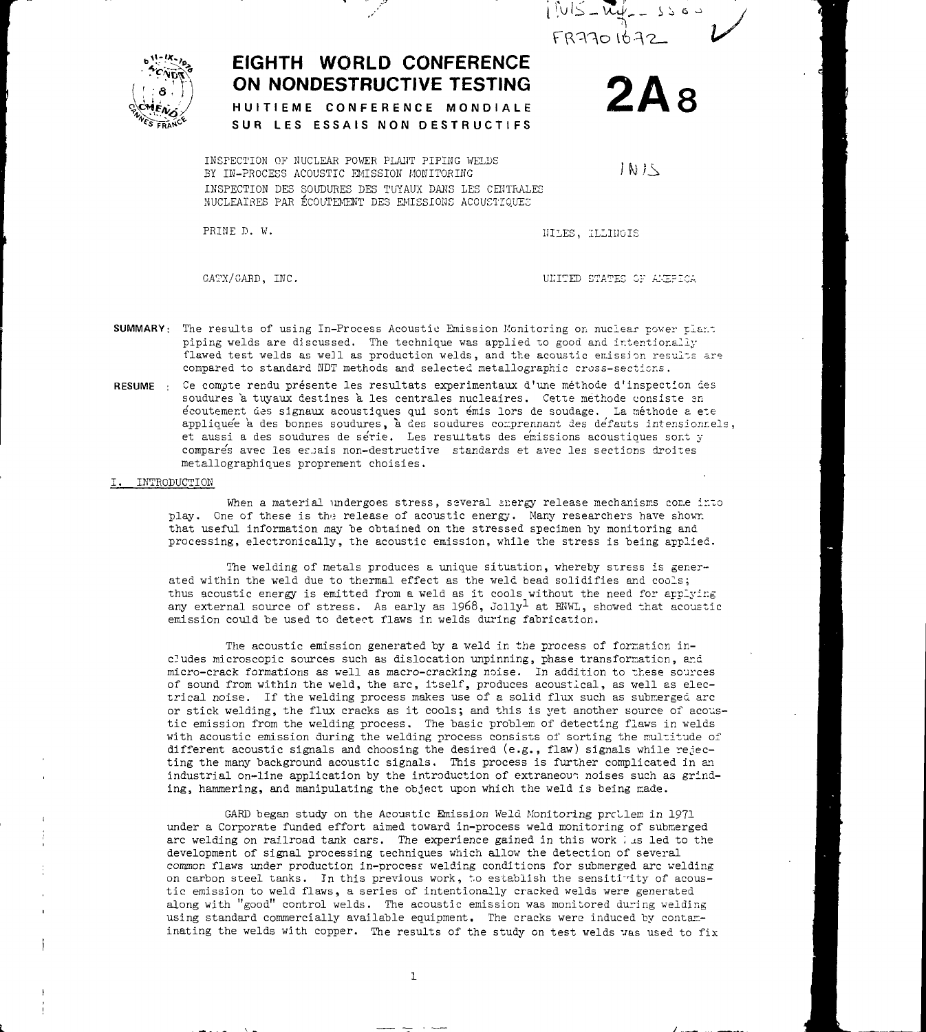# EIGHTH WORLD CONFERENCE ON NONDESTRUCTIVE TESTING

## HUITIEME CONFERENCE MONDIALE SUR LES ESSAIS NON DESTRUCTIFS

**2A8**

INSPECTION OF NUCLEAR POWER PLANT PIPING WELDS BY IN-PROCESS ACOUSTIC EMISSION MONITORING

INSPECTION DES SOUDURES DES TUYAUX DANS LES CENTRALES NUCLEAIRES PAR ÉCOUTEMENT DES EMISSIONS ACOUSTIQUES

PRINE D. W. — NILES, ILLINOIS

GATX/GARD, INC. — UNITED STATES OF AMERICA

**SUMMARY:** The results of using In-Process Acoustic Emission Monitoring on nuclear power plant piping welds are discussed. The technique was applied to good and intentionally flawed test welds as well as production welds, and the acoustic emission results are compared to standard NDT methods and selected metallographic cross-sections.

**RESUME** : Ce compte rendu présente les resultats experimentaux d'une méthode d'inspection des soudures à tuyaux destinés à les centrales nucleaires. Cette méthode consiste en écoutement des signaux acoustiques qui sont émis lors de soudage. La méthode a ete appliquée à des bonnes soudures, à des soudures comprennant des défauts intensionnels, et aussi a des soudures de série. Les resultats des émissions acoustiques sont y comparés avec les essais non-destructive standards et avec les sections droites metallographiques proprement choisies.

## I. INTRODUCTION

When a material undergoes stress, several energy release mechanisms come into play. One of these is the release of acoustic energy. Many researchers have shown that useful information may be obtained on the stressed specimen by monitoring and processing, electronically, the acoustic emission, while the stress is being applied.

The welding of metals produces a unique situation, whereby stress is generated within the weld due to thermal effect as the weld bead solidifies and cools; thus acoustic energy is emitted from a weld as it cools without the need for applying any external source of stress. As early as 1968, Jolly[1] at BNWL, showed that acoustic emission could be used to detect flaws in welds during fabrication.

The acoustic emission generated by a weld in the process of formation includes microscopic sources such as dislocation unpinning, phase transformation, and micro-crack formations as well as macro-cracking noise. In addition to these sources of sound from within the weld, the arc, itself, produces acoustical, as well as electrical noise. If the welding process makes use of a solid flux such as submerged arc or stick welding, the flux cracks as it cools; and this is yet another source of acoustic emission from the welding process. The basic problem of detecting flaws in welds with acoustic emission during the welding process consists of sorting the multitude of different acoustic signals and choosing the desired (e.g., flaw) signals while rejecting the many background acoustic signals. This process is further complicated in an industrial on-line application by the introduction of extraneous noises such as grinding, hammering, and manipulating the object upon which the weld is being made.

GARD began study on the Acoustic Emission Weld Monitoring problem in 1971 under a Corporate funded effort aimed toward in-process weld monitoring of submerged arc welding on railroad tank cars. The experience gained in this work has led to the development of signal processing techniques which allow the detection of several common flaws under production in-process welding conditions for submerged arc welding on carbon steel tanks. In this previous work, to establish the sensitivity of acoustic emission to weld flaws, a series of intentionally cracked welds were generated along with "good" control welds. The acoustic emission was monitored during welding using standard commercially available equipment. The cracks were induced by contaminating the welds with copper. The results of the study on test welds was used to fix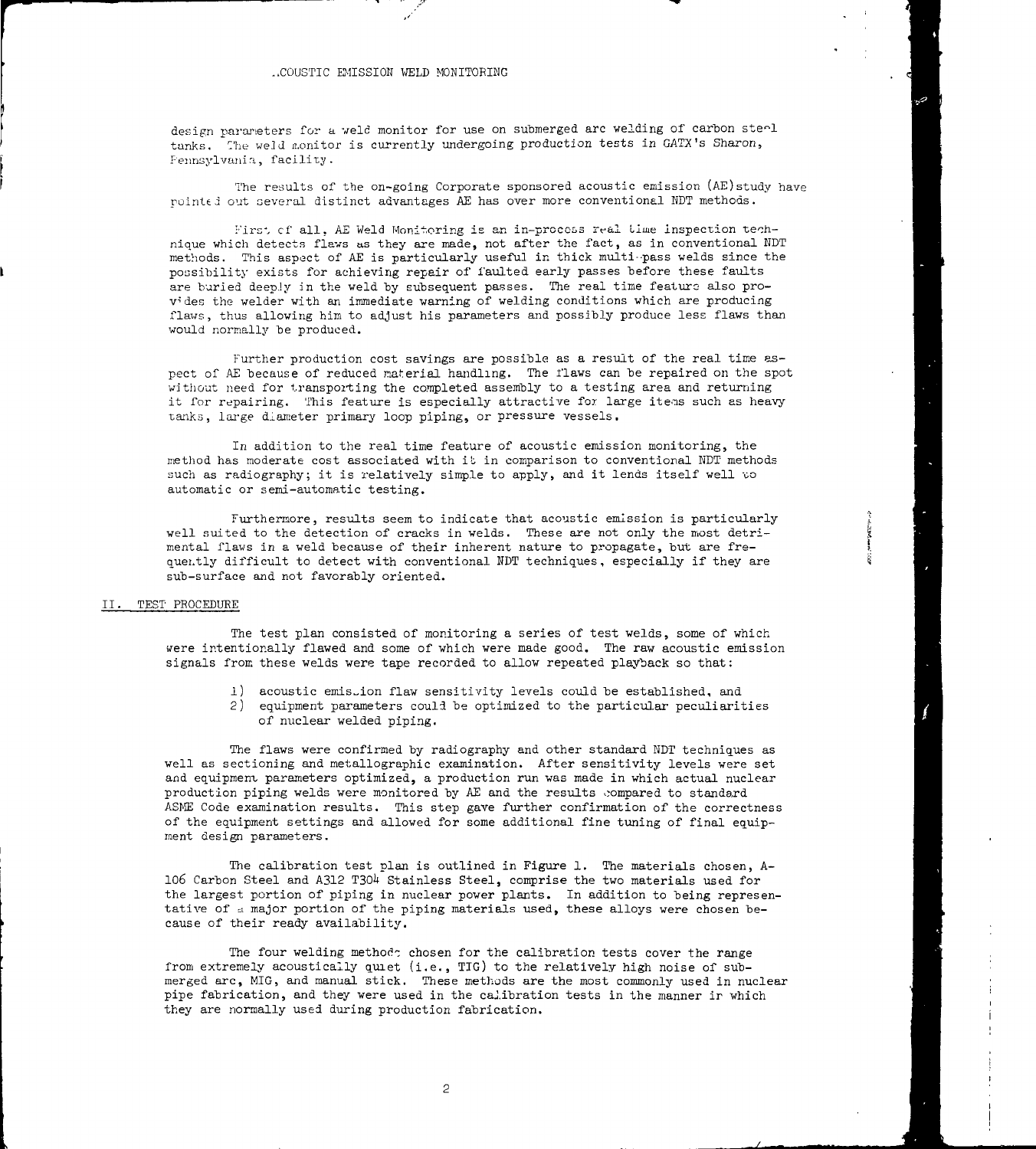design parameters for a weld monitor for use on submerged arc welding of carbon steel tanks. The weld monitor is currently undergoing production tests in GATX's Sharon, Pennsylvania, facility.

The results of the on-going Corporate sponsored acoustic emission (AE) study have pointed out several distinct advantages AE has over more conventional NDT methods.

First of all, AE Weld Monitoring is an in-process real time inspection technique which detects flaws as they are made, not after the fact, as in conventional NDT methods. This aspect of AE is particularly useful in thick multi-pass welds since the possibility exists for achieving repair of faulted early passes before these faults are buried deeply in the weld by subsequent passes. The real time feature also provides the welder with an immediate warning of welding conditions which are producing flaws, thus allowing him to adjust his parameters and possibly produce less flaws than would normally be produced.

Further production cost savings are possible as a result of the real time aspect of AE because of reduced material handling. The flaws can be repaired on the spot without need for transporting the completed assembly to a testing area and returning it for repairing. This feature is especially attractive for large items such as heavy tanks, large diameter primary loop piping, or pressure vessels.

In addition to the real time feature of acoustic emission monitoring, the method has moderate cost associated with it in comparison to conventional NDT methods such as radiography; it is relatively simple to apply, and it lends itself well to automatic or semi-automatic testing.

Furthermore, results seem to indicate that acoustic emission is particularly well suited to the detection of cracks in welds. These are not only the most detrimental flaws in a weld because of their inherent nature to propagate, but are frequently difficult to detect with conventional NDT techniques, especially if they are sub-surface and not favorably oriented.

## II. TEST PROCEDURE

The test plan consisted of monitoring a series of test welds, some of which were intentionally flawed and some of which were made good. The raw acoustic emission signals from these welds were tape recorded to allow repeated playback so that:

1) acoustic emission flaw sensitivity levels could be established, and
2) equipment parameters could be optimized to the particular peculiarities of nuclear welded piping.

The flaws were confirmed by radiography and other standard NDT techniques as well as sectioning and metallographic examination. After sensitivity levels were set and equipment parameters optimized, a production run was made in which actual nuclear production piping welds were monitored by AE and the results compared to standard ASME Code examination results. This step gave further confirmation of the correctness of the equipment settings and allowed for some additional fine tuning of final equipment design parameters.

The calibration test plan is outlined in Figure 1. The materials chosen, A-106 Carbon Steel and A312 T304 Stainless Steel, comprise the two materials used for the largest portion of piping in nuclear power plants. In addition to being representative of a major portion of the piping materials used, these alloys were chosen because of their ready availability.

The four welding methods chosen for the calibration tests cover the range from extremely acoustically quiet (i.e., TIG) to the relatively high noise of submerged arc, MIG, and manual stick. These methods are the most commonly used in nuclear pipe fabrication, and they were used in the calibration tests in the manner in which they are normally used during production fabrication.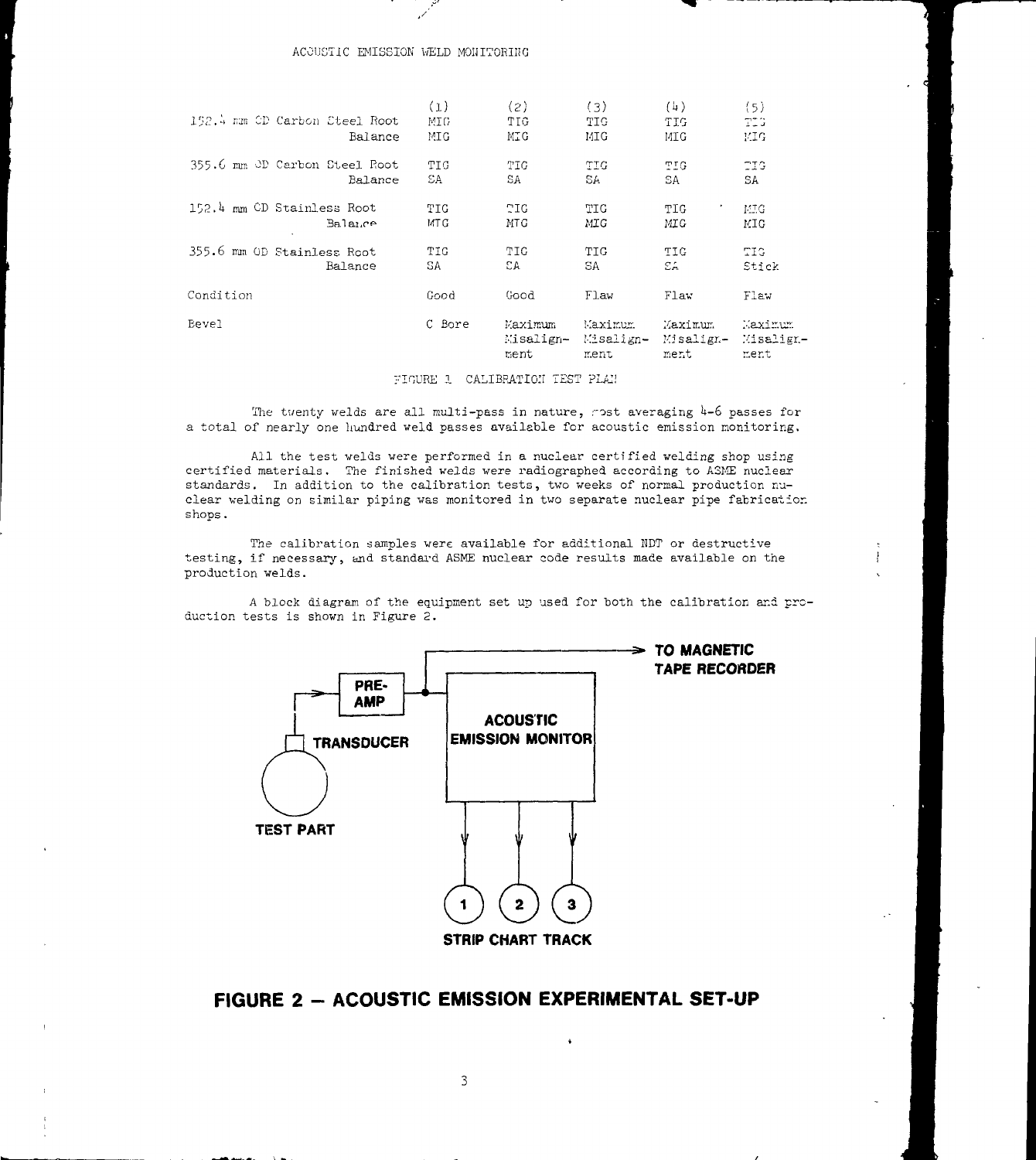| | (1) | (2) | (3) | (4) | (5) |
|---|---|---|---|---|---|
| 152.4 mm OD Carbon Steel Root | MIG | TIG | TIG | TIG | TIG |
| Balance | MIG | MIG | MIG | MIG | MIG |
| 355.6 mm OD Carbon Steel Root | TIG | TIG | TIG | TIG | TIG |
| Balance | SA | SA | SA | SA | SA |
| 152.4 mm OD Stainless Root | TIG | TIG | TIG | TIG | MIG |
| Balance | MIG | MIG | MIG | MIG | MIG |
| 355.6 mm OD Stainless Root | TIG | TIG | TIG | TIG | TIG |
| Balance | SA | SA | SA | SA | Stick |
| Condition | Good | Good | Flaw | Flaw | Flaw |
| Bevel | C Bore | Maximum Misalignment | Maximum Misalignment | Maximum Misalignment | Maximum Misalignment |

FIGURE 1 CALIBRATION TEST PLAN

The twenty welds are all multi-pass in nature, most averaging 4-6 passes for a total of nearly one hundred weld passes available for acoustic emission monitoring.

All the test welds were performed in a nuclear certified welding shop using certified materials. The finished welds were radiographed according to ASME nuclear standards. In addition to the calibration tests, two weeks of normal production nuclear welding on similar piping was monitored in two separate nuclear pipe fabrication shops.

The calibration samples were available for additional NDT or destructive testing, if necessary, and standard ASME nuclear code results made available on the production welds.

A block diagram of the equipment set up used for both the calibration and production tests is shown in Figure 2.

**FIGURE 2 – ACOUSTIC EMISSION EXPERIMENTAL SET-UP**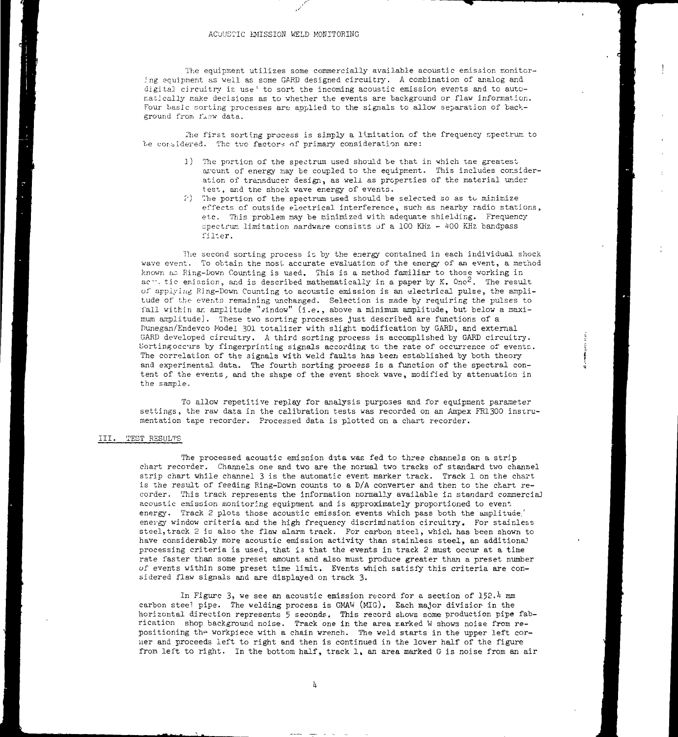ACOUSTIC EMISSION WELD MONITORING

The equipment utilizes some commercially available acoustic emission monitoring equipment as well as some GARD designed circuitry. A combination of analog and digital circuitry is used to sort the incoming acoustic emission events and to automatically make decisions as to whether the events are background or flaw information. Four basic sorting processes are applied to the signals to allow separation of background from flaw data.

The first sorting process is simply a limitation of the frequency spectrum to be considered. The two factors of primary consideration are:

1) The portion of the spectrum used should be that in which the greatest amount of energy may be coupled to the equipment. This includes consideration of transducer design, as well as properties of the material under test, and the shock wave energy of events.
2) The portion of the spectrum used should be selected so as to minimize effects of outside electrical interference, such as nearby radio stations, etc. This problem may be minimized with adequate shielding. Frequency spectrum limitation hardware consists of a 100 KHz - 400 KHz bandpass filter.

The second sorting process is by the energy contained in each individual shock wave event. To obtain the most accurate evaluation of the energy of an event, a method known as Ring-Down Counting is used. This is a method familiar to those working in acoustic emission, and is described mathematically in a paper by K. Ono[2]. The result of applying Ring-Down Counting to acoustic emission is an electrical pulse, the amplitude of the events remaining unchanged. Selection is made by requiring the pulses to fall within an amplitude "window" (i.e., above a minimum amplitude, but below a maximum amplitude). These two sorting processes just described are functions of a Dunegan/Endevco Model 301 totalizer with slight modification by GARD, and external GARD developed circuitry. A third sorting process is accomplished by GARD circuitry. Sorting occurs by fingerprinting signals according to the rate of occurrence of events. The correlation of the signals with weld faults has been established by both theory and experimental data. The fourth sorting process is a function of the spectral content of the events, and the shape of the event shock wave, modified by attenuation in the sample.

To allow repetitive replay for analysis purposes and for equipment parameter settings, the raw data in the calibration tests was recorded on an Ampex FR1300 instrumentation tape recorder. Processed data is plotted on a chart recorder.

## III. TEST RESULTS

The processed acoustic emission data was fed to three channels on a strip chart recorder. Channels one and two are the normal two tracks of standard two channel strip chart while channel 3 is the automatic event marker track. Track 1 on the chart is the result of feeding Ring-Down counts to a D/A converter and then to the chart recorder. This track represents the information normally available in standard commercial acoustic emission monitoring equipment and is approximately proportioned to event energy. Track 2 plots those acoustic emission events which pass both the amplitude/energy window criteria and the high frequency discrimination circuitry. For stainless steel, track 2 is also the flaw alarm track. For carbon steel, which has been shown to have considerably more acoustic emission activity than stainless steel, an additional processing criteria is used, that is that the events in track 2 must occur at a time rate faster than some preset amount and also must produce greater than a preset number of events within some preset time limit. Events which satisfy this criteria are considered flaw signals and are displayed on track 3.

In Figure 3, we see an acoustic emission record for a section of 152.4 mm carbon steel pipe. The welding process is GMAW (MIG). Each major division in the horizontal direction represents 5 seconds. This record shows some production pipe fabrication shop background noise. Track one in the area marked W shows noise from repositioning the workpiece with a chain wrench. The weld starts in the upper left corner and proceeds left to right and then is continued in the lower half of the figure from left to right. In the bottom half, track 1, an area marked G is noise from an air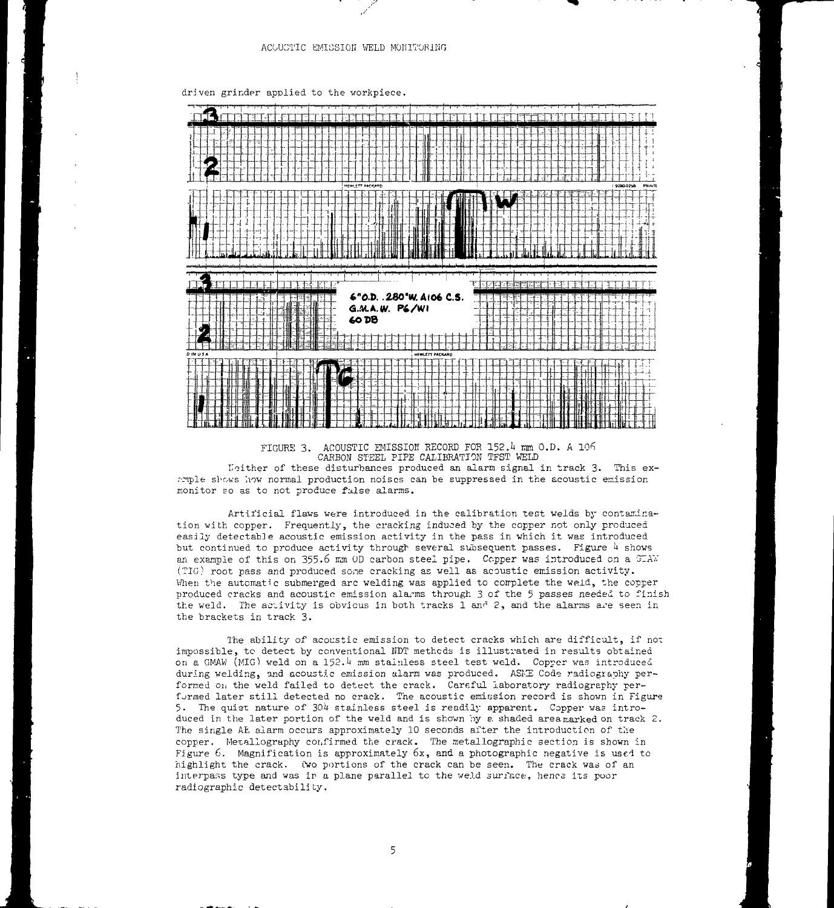driven grinder applied to the workpiece.

FIGURE 3. ACOUSTIC EMISSION RECORD FOR 152.4 mm O.D. A 106 CARBON STEEL PIPE CALIBRATION TEST WELD

Neither of these disturbances produced an alarm signal in track 3. This example shows how normal production noises can be suppressed in the acoustic emission monitor so as to not produce false alarms.

Artificial flaws were introduced in the calibration test welds by contamination with copper. Frequently, the cracking induced by the copper not only produced easily detectable acoustic emission activity in the pass in which it was introduced but continued to produce activity through several subsequent passes. Figure 4 shows an example of this on 355.6 mm OD carbon steel pipe. Copper was introduced on a GTAW (TIG) root pass and produced some cracking as well as acoustic emission activity. When the automatic submerged arc welding was applied to complete the weld, the copper produced cracks and acoustic emission alarms through 3 of the 5 passes needed to finish the weld. The activity is obvious in both tracks 1 and 2, and the alarms are seen in the brackets in track 3.

The ability of acoustic emission to detect cracks which are difficult, if not impossible, to detect by conventional NDT methods is illustrated in results obtained on a GMAW (MIG) weld on a 152.4 mm stainless steel test weld. Copper was introduced during welding, and acoustic emission alarm was produced. ASME Code radiography performed on the weld failed to detect the crack. Careful laboratory radiography performed later still detected no crack. The acoustic emission record is shown in Figure 5. The quiet nature of 304 stainless steel is readily apparent. Copper was introduced in the later portion of the weld and is shown by a shaded area marked on track 2. The single AE alarm occurs approximately 10 seconds after the introduction of the copper. Metallography confirmed the crack. The metallographic section is shown in Figure 6. Magnification is approximately 6x, and a photographic negative is used to highlight the crack. Two portions of the crack can be seen. The crack was of an interpass type and was in a plane parallel to the weld surface, hence its poor radiographic detectability.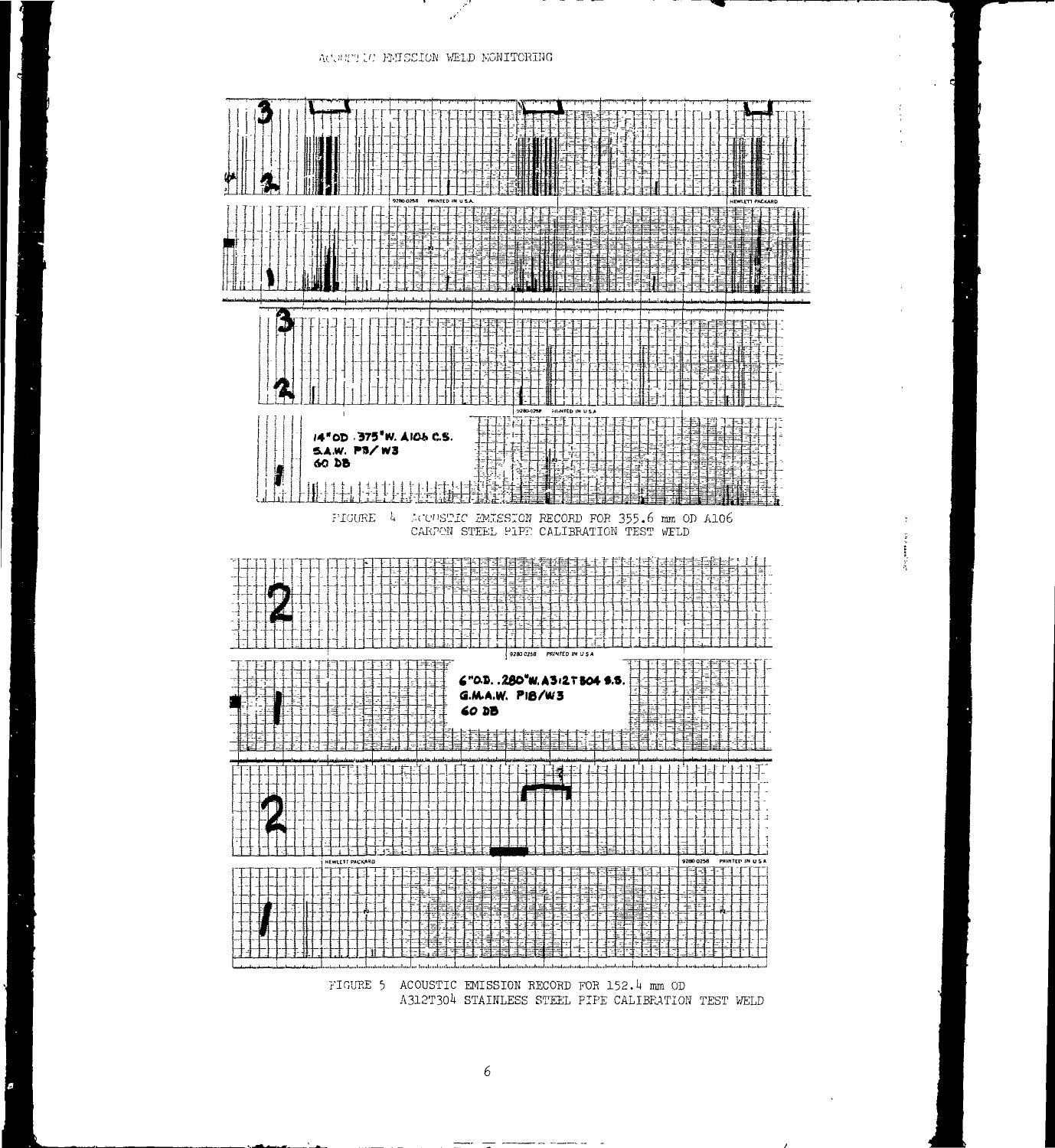14" OD .375" W. A106 C.S.
S.A.W. P8/W3
60 DB

FIGURE 4 ACOUSTIC EMISSION RECORD FOR 355.6 mm OD A106 CARBON STEEL PIPE CALIBRATION TEST WELD

6" O.D. .280" W. A312 T 304 S.S.
G.M.A.W. P18/W3
60 DB

FIGURE 5 ACOUSTIC EMISSION RECORD FOR 152.4 mm OD A312T304 STAINLESS STEEL PIPE CALIBRATION TEST WELD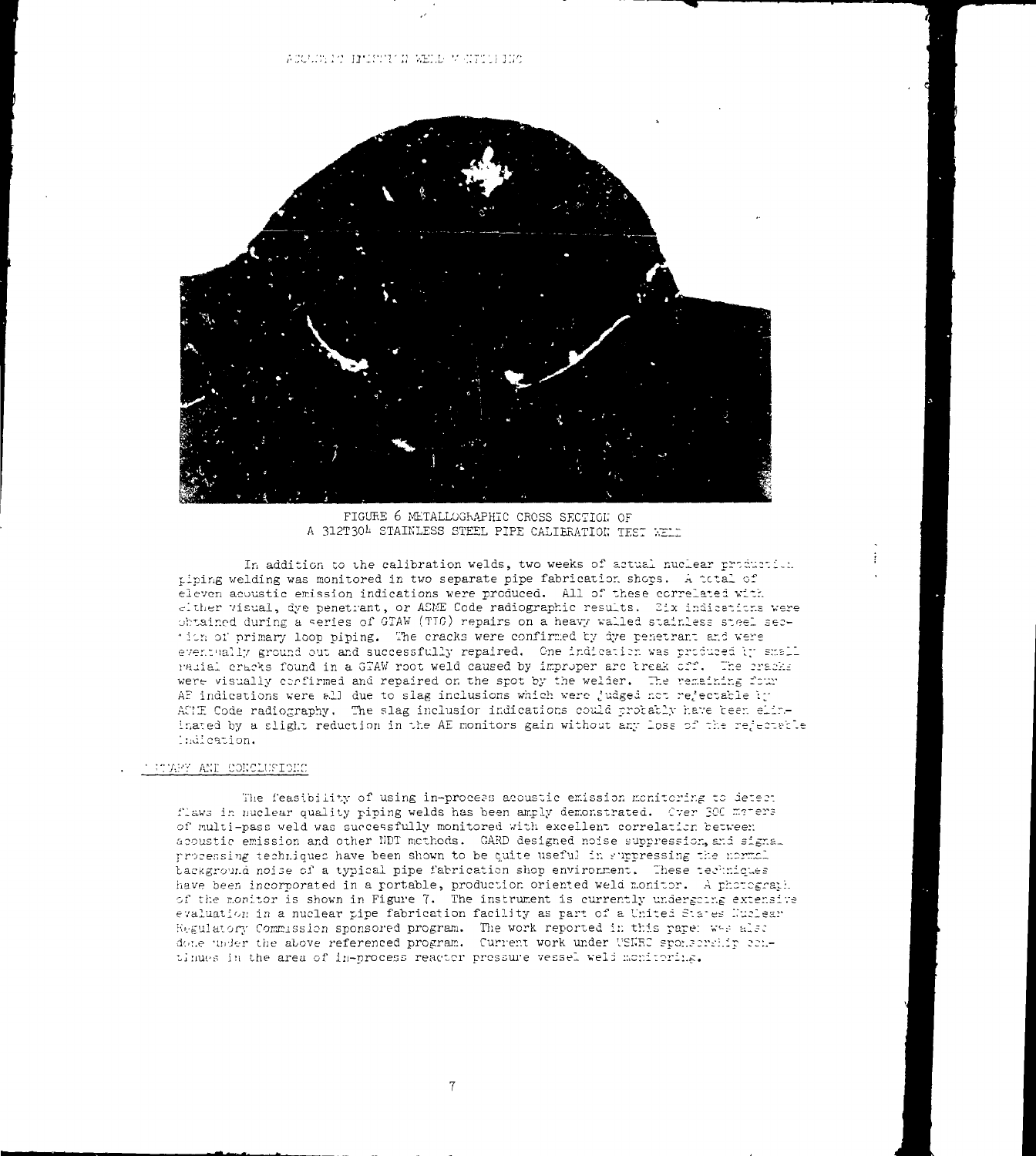FIGURE 6 METALLOGRAPHIC CROSS SECTION OF A 312T304 STAINLESS STEEL PIPE CALIBRATION TEST WELD

In addition to the calibration welds, two weeks of actual nuclear production piping welding was monitored in two separate pipe fabrication shops. A total of eleven acoustic emission indications were produced. All of these correlated with either visual, dye penetrant, or ASME Code radiographic results. Six indications were obtained during a series of GTAW (TIG) repairs on a heavy walled stainless steel section of primary loop piping. The cracks were confirmed by dye penetrant and were eventually ground out and successfully repaired. One indication was produced by small radial cracks found in a GTAW root weld caused by improper arc break off. The cracks were visually confirmed and repaired on the spot by the welder. The remaining four AE indications were all due to slag inclusions which were judged not rejectable by ASME Code radiography. The slag inclusion indications could probably have been eliminated by a slight reduction in the AE monitors gain without any loss of the rejectable indication.

## SUMMARY AND CONCLUSIONS

The feasibility of using in-process acoustic emission monitoring to detect flaws in nuclear quality piping welds has been amply demonstrated. Over 300 meters of multi-pass weld was successfully monitored with excellent correlation between acoustic emission and other NDT methods. GARD designed noise suppression, and signal processing techniques have been shown to be quite useful in suppressing the normal background noise of a typical pipe fabrication shop environment. These techniques have been incorporated in a portable, production oriented weld monitor. A photograph of the monitor is shown in Figure 7. The instrument is currently undergoing extensive evaluation in a nuclear pipe fabrication facility as part of a United States Nuclear Regulatory Commission sponsored program. The work reported in this paper was also done under the above referenced program. Current work under USNRC sponsorship continues in the area of in-process reactor pressure vessel weld monitoring.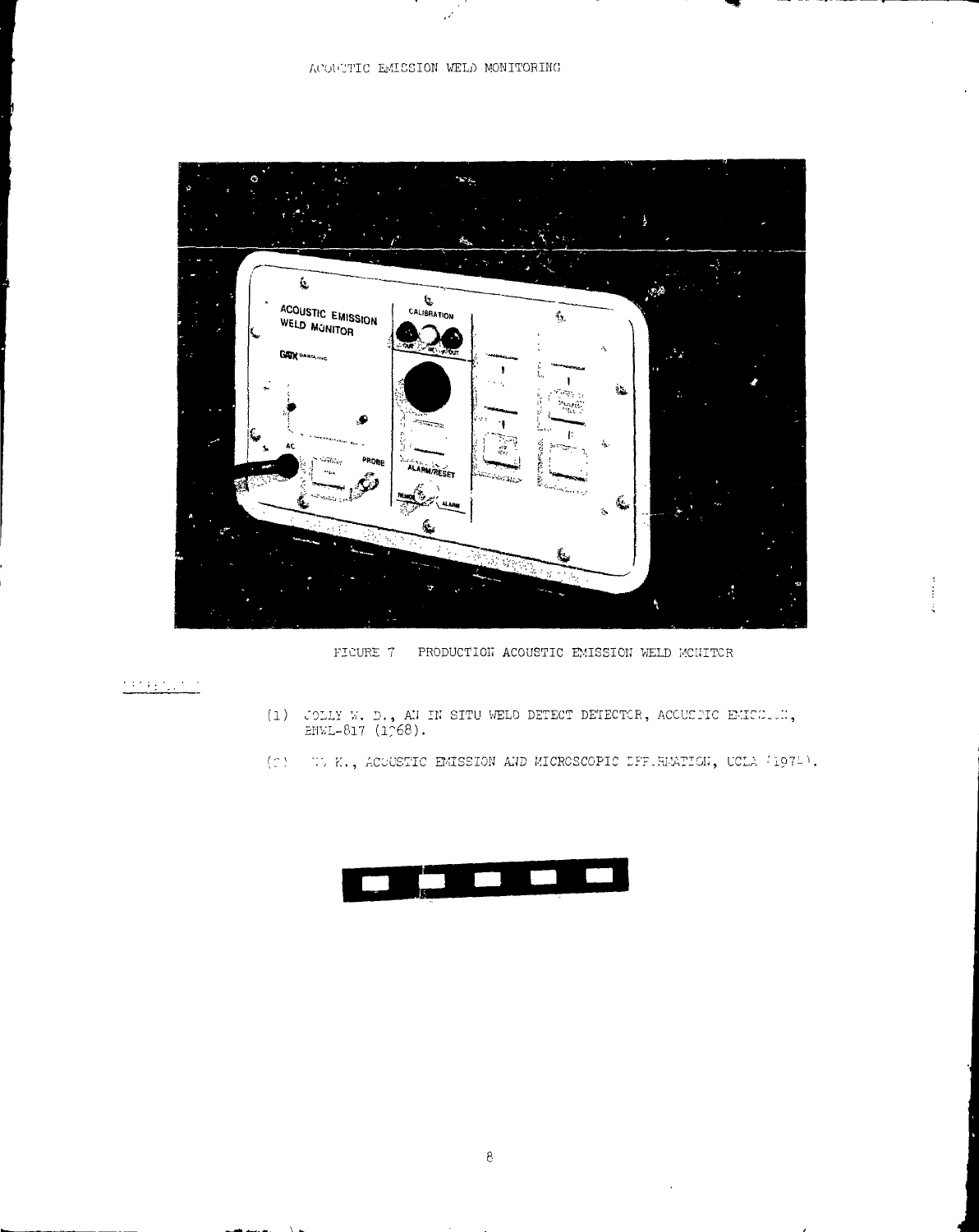FIGURE 7 PRODUCTION ACOUSTIC EMISSION WELD MONITOR

REFERENCES

(1) JOLLY W. D., AN IN SITU WELD DEFECT DETECTOR, ACOUSTIC EMISSION, BNWL-817 (1968).

(2) ... K., ACOUSTIC EMISSION AND MICROSCOPIC DEFORMATION, UCLA (1974).